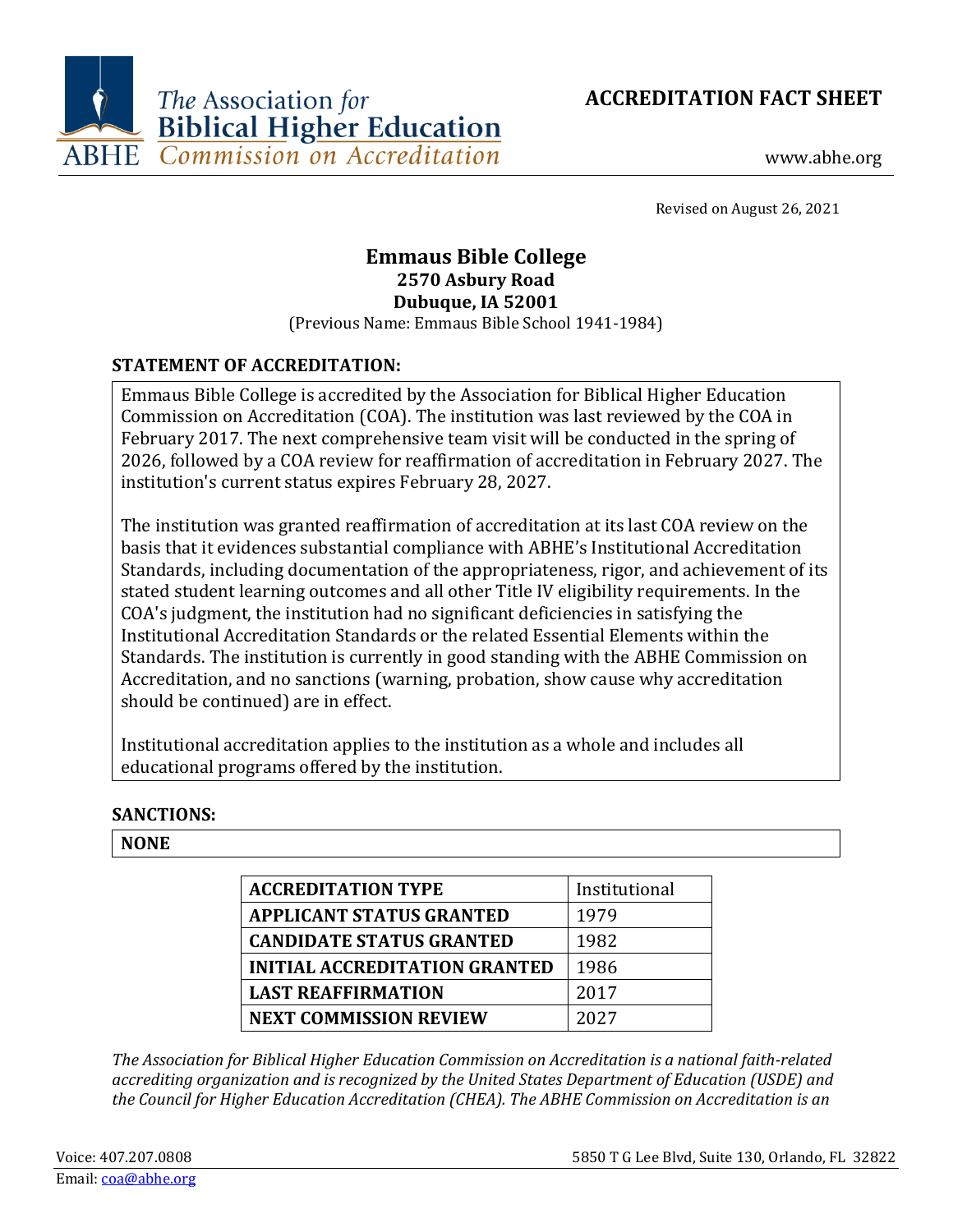The Association for Biblical Higher Education
ABHE Commission on Accreditation

# ACCREDITATION FACT SHEET

www.abhe.org

Revised on August 26, 2021

## Emmaus Bible College
**2570 Asbury Road**
**Dubuque, IA 52001**
(Previous Name: Emmaus Bible School 1941-1984)

### STATEMENT OF ACCREDITATION:

Emmaus Bible College is accredited by the Association for Biblical Higher Education Commission on Accreditation (COA). The institution was last reviewed by the COA in February 2017. The next comprehensive team visit will be conducted in the spring of 2026, followed by a COA review for reaffirmation of accreditation in February 2027. The institution's current status expires February 28, 2027.

The institution was granted reaffirmation of accreditation at its last COA review on the basis that it evidences substantial compliance with ABHE's Institutional Accreditation Standards, including documentation of the appropriateness, rigor, and achievement of its stated student learning outcomes and all other Title IV eligibility requirements. In the COA's judgment, the institution had no significant deficiencies in satisfying the Institutional Accreditation Standards or the related Essential Elements within the Standards. The institution is currently in good standing with the ABHE Commission on Accreditation, and no sanctions (warning, probation, show cause why accreditation should be continued) are in effect.

Institutional accreditation applies to the institution as a whole and includes all educational programs offered by the institution.

### SANCTIONS:

**NONE**

| ACCREDITATION TYPE | Institutional |
|---|---|
| APPLICANT STATUS GRANTED | 1979 |
| CANDIDATE STATUS GRANTED | 1982 |
| INITIAL ACCREDITATION GRANTED | 1986 |
| LAST REAFFIRMATION | 2017 |
| NEXT COMMISSION REVIEW | 2027 |

*The Association for Biblical Higher Education Commission on Accreditation is a national faith-related accrediting organization and is recognized by the United States Department of Education (USDE) and the Council for Higher Education Accreditation (CHEA). The ABHE Commission on Accreditation is an*

Voice: 407.207.0808
Email: coa@abhe.org
5850 T G Lee Blvd, Suite 130, Orlando, FL 32822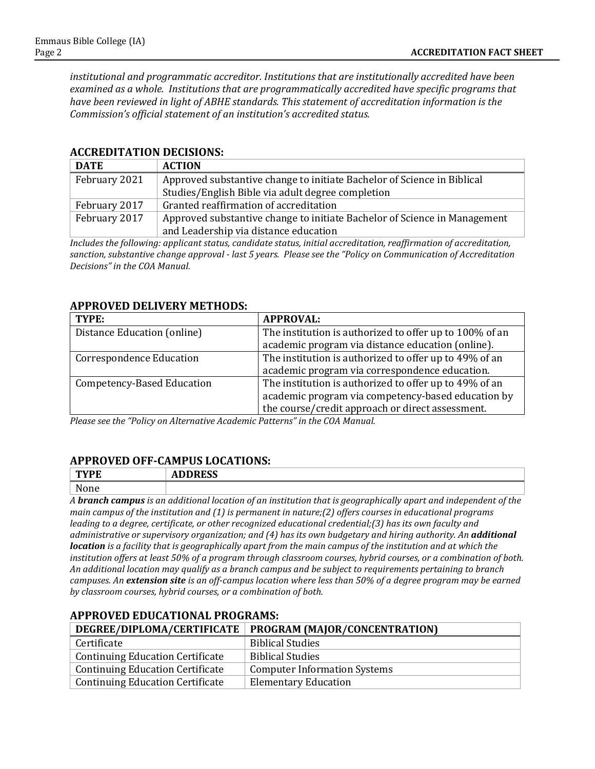*institutional and programmatic accreditor. Institutions that are institutionally accredited have been examined as a whole. Institutions that are programmatically accredited have specific programs that have been reviewed in light of ABHE standards. This statement of accreditation information is the Commission's official statement of an institution's accredited status.*

## ACCREDITATION DECISIONS:

| DATE | ACTION |
|---|---|
| February 2021 | Approved substantive change to initiate Bachelor of Science in Biblical Studies/English Bible via adult degree completion |
| February 2017 | Granted reaffirmation of accreditation |
| February 2017 | Approved substantive change to initiate Bachelor of Science in Management and Leadership via distance education |

*Includes the following: applicant status, candidate status, initial accreditation, reaffirmation of accreditation, sanction, substantive change approval - last 5 years. Please see the "Policy on Communication of Accreditation Decisions" in the COA Manual.*

## APPROVED DELIVERY METHODS:

| TYPE: | APPROVAL: |
|---|---|
| Distance Education (online) | The institution is authorized to offer up to 100% of an academic program via distance education (online). |
| Correspondence Education | The institution is authorized to offer up to 49% of an academic program via correspondence education. |
| Competency-Based Education | The institution is authorized to offer up to 49% of an academic program via competency-based education by the course/credit approach or direct assessment. |

*Please see the "Policy on Alternative Academic Patterns" in the COA Manual.*

## APPROVED OFF-CAMPUS LOCATIONS:

| TYPE | ADDRESS |
|---|---|
| None | |

*A **branch campus** is an additional location of an institution that is geographically apart and independent of the main campus of the institution and (1) is permanent in nature;(2) offers courses in educational programs leading to a degree, certificate, or other recognized educational credential;(3) has its own faculty and administrative or supervisory organization; and (4) has its own budgetary and hiring authority. An **additional location** is a facility that is geographically apart from the main campus of the institution and at which the institution offers at least 50% of a program through classroom courses, hybrid courses, or a combination of both. An additional location may qualify as a branch campus and be subject to requirements pertaining to branch campuses. An **extension site** is an off-campus location where less than 50% of a degree program may be earned by classroom courses, hybrid courses, or a combination of both.*

## APPROVED EDUCATIONAL PROGRAMS:

| DEGREE/DIPLOMA/CERTIFICATE | PROGRAM (MAJOR/CONCENTRATION) |
|---|---|
| Certificate | Biblical Studies |
| Continuing Education Certificate | Biblical Studies |
| Continuing Education Certificate | Computer Information Systems |
| Continuing Education Certificate | Elementary Education |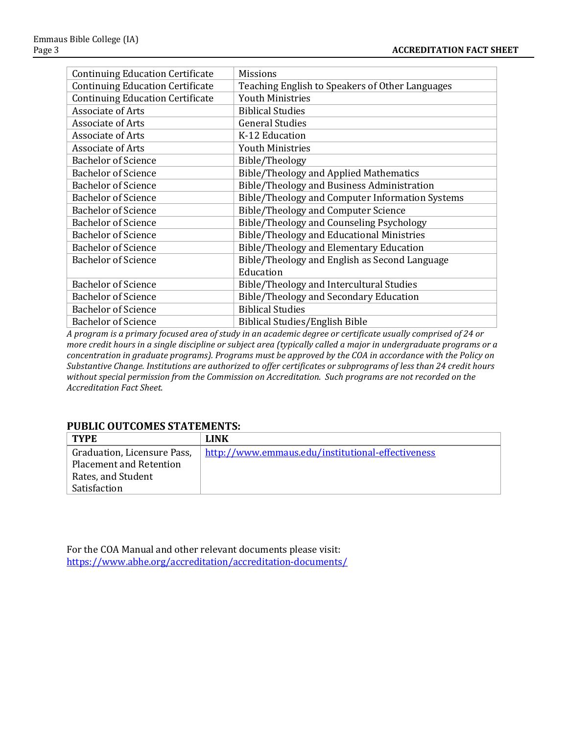| | |
|---|---|
| Continuing Education Certificate | Missions |
| Continuing Education Certificate | Teaching English to Speakers of Other Languages |
| Continuing Education Certificate | Youth Ministries |
| Associate of Arts | Biblical Studies |
| Associate of Arts | General Studies |
| Associate of Arts | K-12 Education |
| Associate of Arts | Youth Ministries |
| Bachelor of Science | Bible/Theology |
| Bachelor of Science | Bible/Theology and Applied Mathematics |
| Bachelor of Science | Bible/Theology and Business Administration |
| Bachelor of Science | Bible/Theology and Computer Information Systems |
| Bachelor of Science | Bible/Theology and Computer Science |
| Bachelor of Science | Bible/Theology and Counseling Psychology |
| Bachelor of Science | Bible/Theology and Educational Ministries |
| Bachelor of Science | Bible/Theology and Elementary Education |
| Bachelor of Science | Bible/Theology and English as Second Language Education |
| Bachelor of Science | Bible/Theology and Intercultural Studies |
| Bachelor of Science | Bible/Theology and Secondary Education |
| Bachelor of Science | Biblical Studies |
| Bachelor of Science | Biblical Studies/English Bible |

*A program is a primary focused area of study in an academic degree or certificate usually comprised of 24 or more credit hours in a single discipline or subject area (typically called a major in undergraduate programs or a concentration in graduate programs). Programs must be approved by the COA in accordance with the Policy on Substantive Change. Institutions are authorized to offer certificates or subprograms of less than 24 credit hours without special permission from the Commission on Accreditation. Such programs are not recorded on the Accreditation Fact Sheet.*

## PUBLIC OUTCOMES STATEMENTS:

| TYPE | LINK |
|---|---|
| Graduation, Licensure Pass, Placement and Retention Rates, and Student Satisfaction | http://www.emmaus.edu/institutional-effectiveness |

For the COA Manual and other relevant documents please visit:
https://www.abhe.org/accreditation/accreditation-documents/